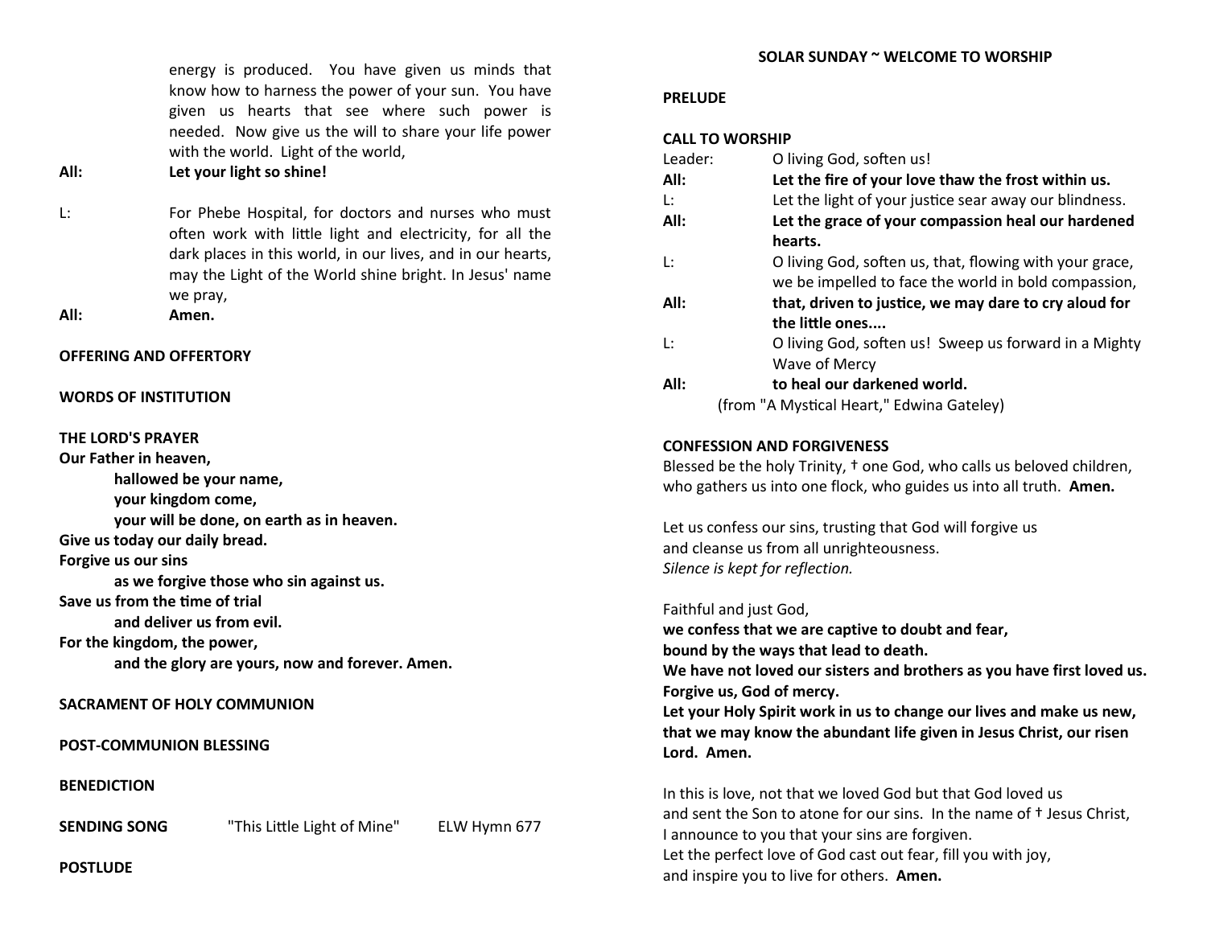energy is produced. You have given us minds that know how to harness the power of your sun. You have given us hearts that see where such power is needed. Now give us the will to share your life power with the world. Light of the world,

**All:** **Let your light so shine!**

L: For Phebe Hospital, for doctors and nurses who must often work with little light and electricity, for all the dark places in this world, in our lives, and in our hearts, may the Light of the World shine bright. In Jesus' name we pray,

**All:** **Amen.**

**OFFERING AND OFFERTORY**

**WORDS OF INSTITUTION**

**THE LORD'S PRAYER**

**Our Father in heaven,**
**hallowed be your name,**
**your kingdom come,**
**your will be done, on earth as in heaven.**
**Give us today our daily bread.**
**Forgive us our sins**
**as we forgive those who sin against us.**
**Save us from the time of trial**
**and deliver us from evil.**
**For the kingdom, the power,**
**and the glory are yours, now and forever. Amen.**

**SACRAMENT OF HOLY COMMUNION**

**POST-COMMUNION BLESSING**

**BENEDICTION**

**SENDING SONG** "This Little Light of Mine" ELW Hymn 677

**POSTLUDE**

## SOLAR SUNDAY ~ WELCOME TO WORSHIP

**PRELUDE**

**CALL TO WORSHIP**

Leader: O living God, soften us!

**All:** **Let the fire of your love thaw the frost within us.**

L: Let the light of your justice sear away our blindness.

**All:** **Let the grace of your compassion heal our hardened hearts.**

L: O living God, soften us, that, flowing with your grace, we be impelled to face the world in bold compassion,

**All:** **that, driven to justice, we may dare to cry aloud for the little ones....**

L: O living God, soften us! Sweep us forward in a Mighty Wave of Mercy

**All:** **to heal our darkened world.**

(from "A Mystical Heart," Edwina Gateley)

**CONFESSION AND FORGIVENESS**

Blessed be the holy Trinity, † one God, who calls us beloved children, who gathers us into one flock, who guides us into all truth. **Amen.**

Let us confess our sins, trusting that God will forgive us
and cleanse us from all unrighteousness.
*Silence is kept for reflection.*

Faithful and just God,
**we confess that we are captive to doubt and fear,**
**bound by the ways that lead to death.**
**We have not loved our sisters and brothers as you have first loved us.**
**Forgive us, God of mercy.**
**Let your Holy Spirit work in us to change our lives and make us new, that we may know the abundant life given in Jesus Christ, our risen Lord. Amen.**

In this is love, not that we loved God but that God loved us
and sent the Son to atone for our sins. In the name of † Jesus Christ,
I announce to you that your sins are forgiven.
Let the perfect love of God cast out fear, fill you with joy,
and inspire you to live for others. **Amen.**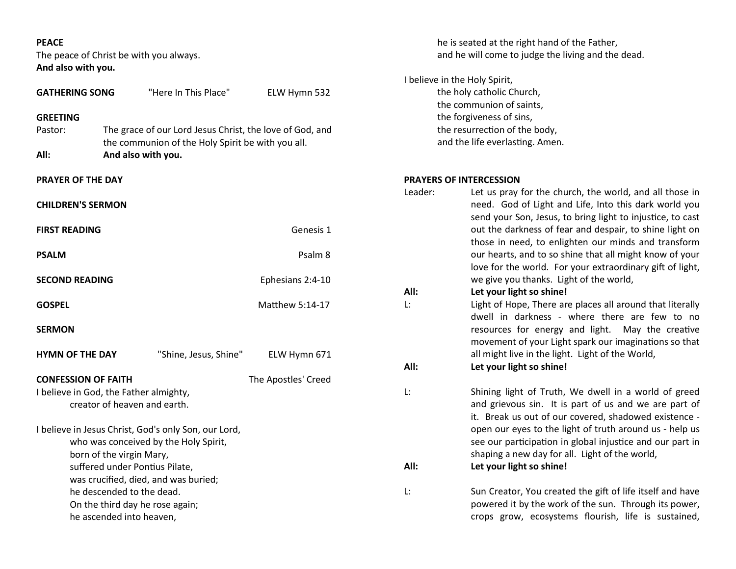**PEACE**
The peace of Christ be with you always.
**And also with you.**

**GATHERING SONG** "Here In This Place" ELW Hymn 532

**GREETING**
Pastor: The grace of our Lord Jesus Christ, the love of God, and the communion of the Holy Spirit be with you all.
**All: And also with you.**

**PRAYER OF THE DAY**

**CHILDREN'S SERMON**

**FIRST READING** Genesis 1

**PSALM** Psalm 8

**SECOND READING** Ephesians 2:4-10

**GOSPEL** Matthew 5:14-17

**SERMON**

**HYMN OF THE DAY** "Shine, Jesus, Shine" ELW Hymn 671

**CONFESSION OF FAITH** The Apostles' Creed

I believe in God, the Father almighty,
creator of heaven and earth.

I believe in Jesus Christ, God's only Son, our Lord,
who was conceived by the Holy Spirit,
born of the virgin Mary,
suffered under Pontius Pilate,
was crucified, died, and was buried;
he descended to the dead.
On the third day he rose again;
he ascended into heaven,
he is seated at the right hand of the Father,
and he will come to judge the living and the dead.

I believe in the Holy Spirit,
the holy catholic Church,
the communion of saints,
the forgiveness of sins,
the resurrection of the body,
and the life everlasting. Amen.

**PRAYERS OF INTERCESSION**
Leader: Let us pray for the church, the world, and all those in need. God of Light and Life, Into this dark world you send your Son, Jesus, to bring light to injustice, to cast out the darkness of fear and despair, to shine light on those in need, to enlighten our minds and transform our hearts, and to so shine that all might know of your love for the world. For your extraordinary gift of light, we give you thanks. Light of the world,
**All: Let your light so shine!**

L: Light of Hope, There are places all around that literally dwell in darkness - where there are few to no resources for energy and light. May the creative movement of your Light spark our imaginations so that all might live in the light. Light of the World,
**All: Let your light so shine!**

L: Shining light of Truth, We dwell in a world of greed and grievous sin. It is part of us and we are part of it. Break us out of our covered, shadowed existence - open our eyes to the light of truth around us - help us see our participation in global injustice and our part in shaping a new day for all. Light of the world,
**All: Let your light so shine!**

L: Sun Creator, You created the gift of life itself and have powered it by the work of the sun. Through its power, crops grow, ecosystems flourish, life is sustained,